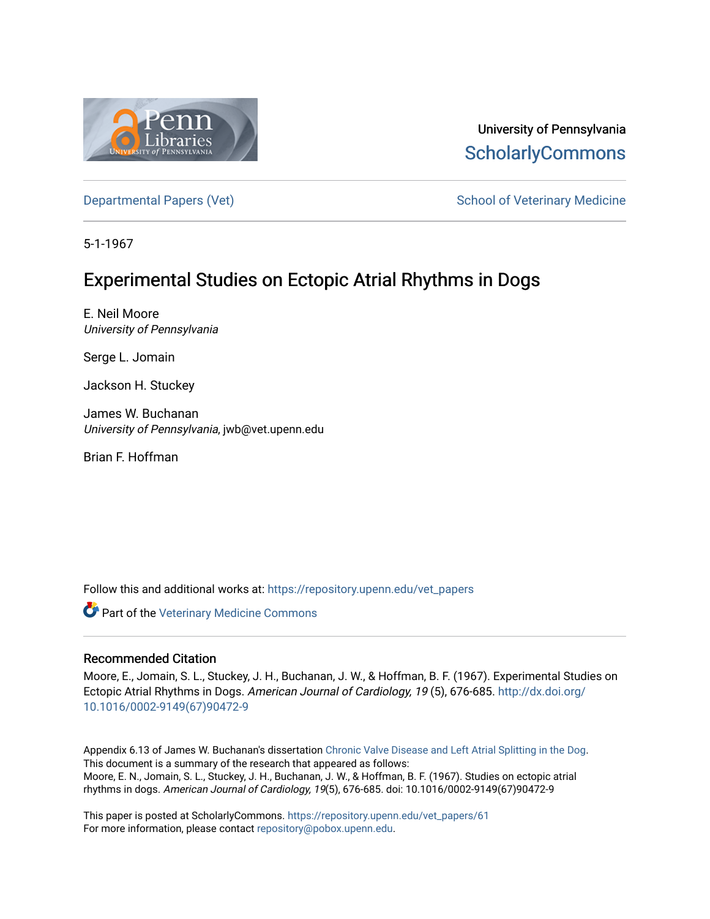University of Pennsylvania
ScholarlyCommons

Departmental Papers (Vet) | School of Veterinary Medicine

5-1-1967

# Experimental Studies on Ectopic Atrial Rhythms in Dogs

E. Neil Moore
*University of Pennsylvania*

Serge L. Jomain

Jackson H. Stuckey

James W. Buchanan
*University of Pennsylvania*, jwb@vet.upenn.edu

Brian F. Hoffman

Follow this and additional works at: https://repository.upenn.edu/vet_papers

Part of the Veterinary Medicine Commons

## Recommended Citation

Moore, E., Jomain, S. L., Stuckey, J. H., Buchanan, J. W., & Hoffman, B. F. (1967). Experimental Studies on Ectopic Atrial Rhythms in Dogs. *American Journal of Cardiology, 19* (5), 676-685. http://dx.doi.org/10.1016/0002-9149(67)90472-9

Appendix 6.13 of James W. Buchanan's dissertation Chronic Valve Disease and Left Atrial Splitting in the Dog. This document is a summary of the research that appeared as follows:
Moore, E. N., Jomain, S. L., Stuckey, J. H., Buchanan, J. W., & Hoffman, B. F. (1967). Studies on ectopic atrial rhythms in dogs. *American Journal of Cardiology, 19*(5), 676-685. doi: 10.1016/0002-9149(67)90472-9

This paper is posted at ScholarlyCommons. https://repository.upenn.edu/vet_papers/61
For more information, please contact repository@pobox.upenn.edu.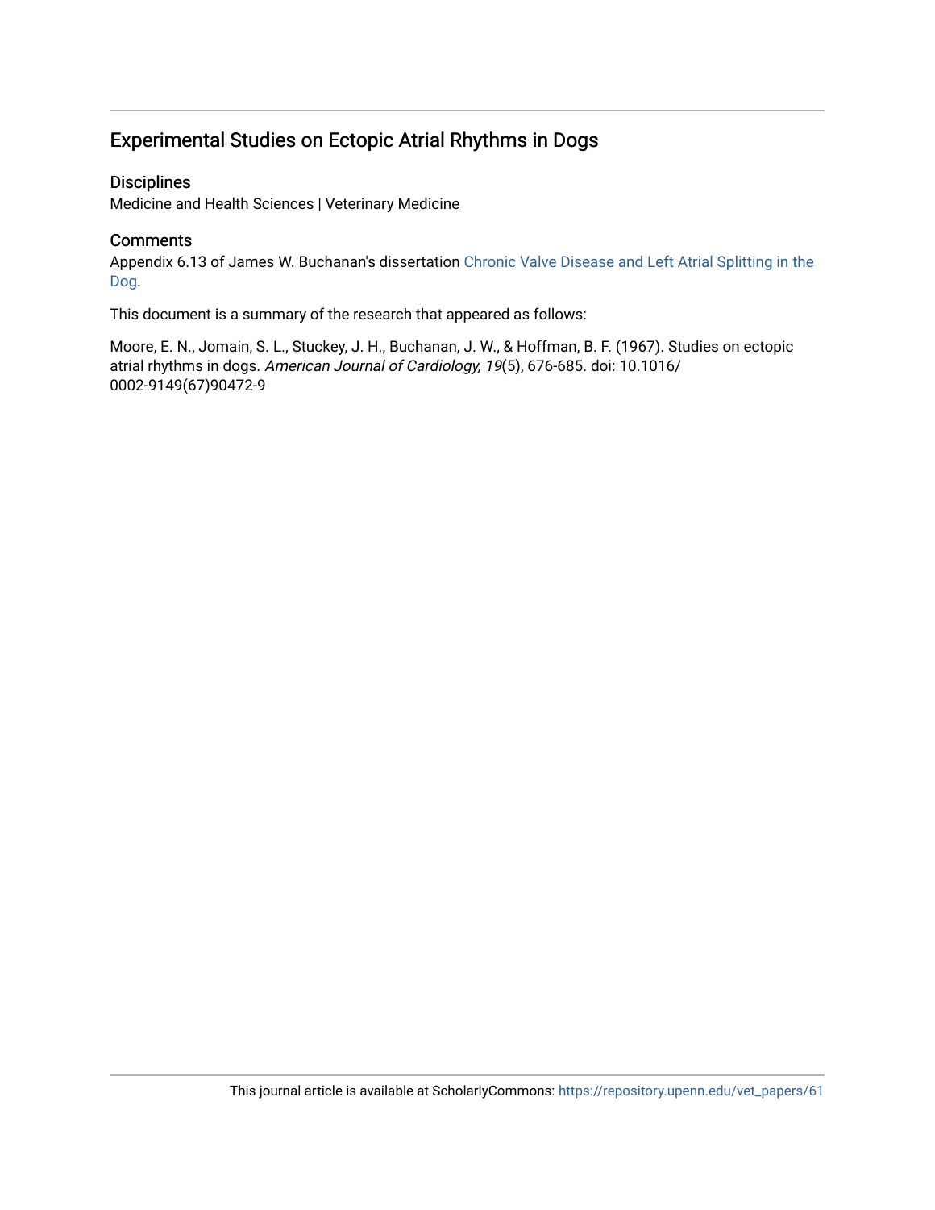# Experimental Studies on Ectopic Atrial Rhythms in Dogs

## Disciplines

Medicine and Health Sciences | Veterinary Medicine

## Comments

Appendix 6.13 of James W. Buchanan's dissertation Chronic Valve Disease and Left Atrial Splitting in the Dog.

This document is a summary of the research that appeared as follows:

Moore, E. N., Jomain, S. L., Stuckey, J. H., Buchanan, J. W., & Hoffman, B. F. (1967). Studies on ectopic atrial rhythms in dogs. *American Journal of Cardiology, 19*(5), 676-685. doi: 10.1016/0002-9149(67)90472-9

This journal article is available at ScholarlyCommons: https://repository.upenn.edu/vet_papers/61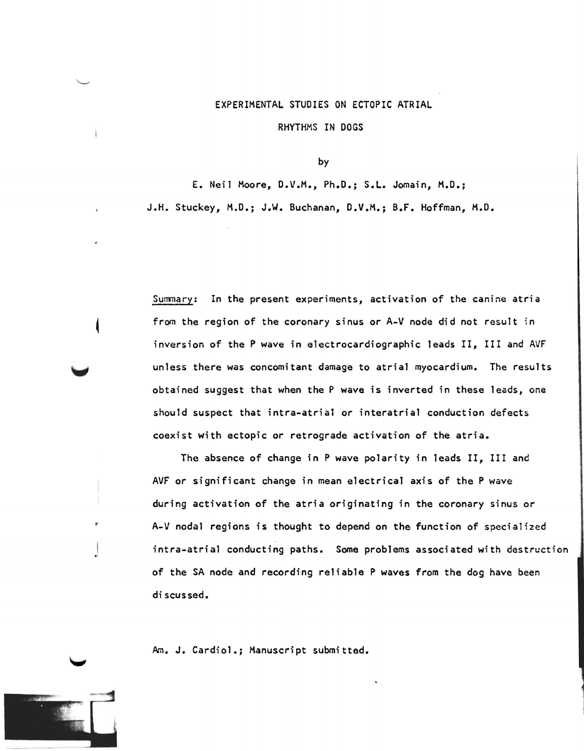# EXPERIMENTAL STUDIES ON ECTOPIC ATRIAL RHYTHMS IN DOGS

by

E. Neil Moore, D.V.M., Ph.D.; S.L. Jomain, M.D.;
J.H. Stuckey, M.D.; J.W. Buchanan, D.V.M.; B.F. Hoffman, M.D.

Summary: In the present experiments, activation of the canine atria from the region of the coronary sinus or A-V node did not result in inversion of the P wave in electrocardiographic leads II, III and AVF unless there was concomitant damage to atrial myocardium. The results obtained suggest that when the P wave is inverted in these leads, one should suspect that intra-atrial or interatrial conduction defects coexist with ectopic or retrograde activation of the atria.

The absence of change in P wave polarity in leads II, III and AVF or significant change in mean electrical axis of the P wave during activation of the atria originating in the coronary sinus or A-V nodal regions is thought to depend on the function of specialized intra-atrial conducting paths. Some problems associated with destruction of the SA node and recording reliable P waves from the dog have been discussed.

Am. J. Cardiol.; Manuscript submitted.